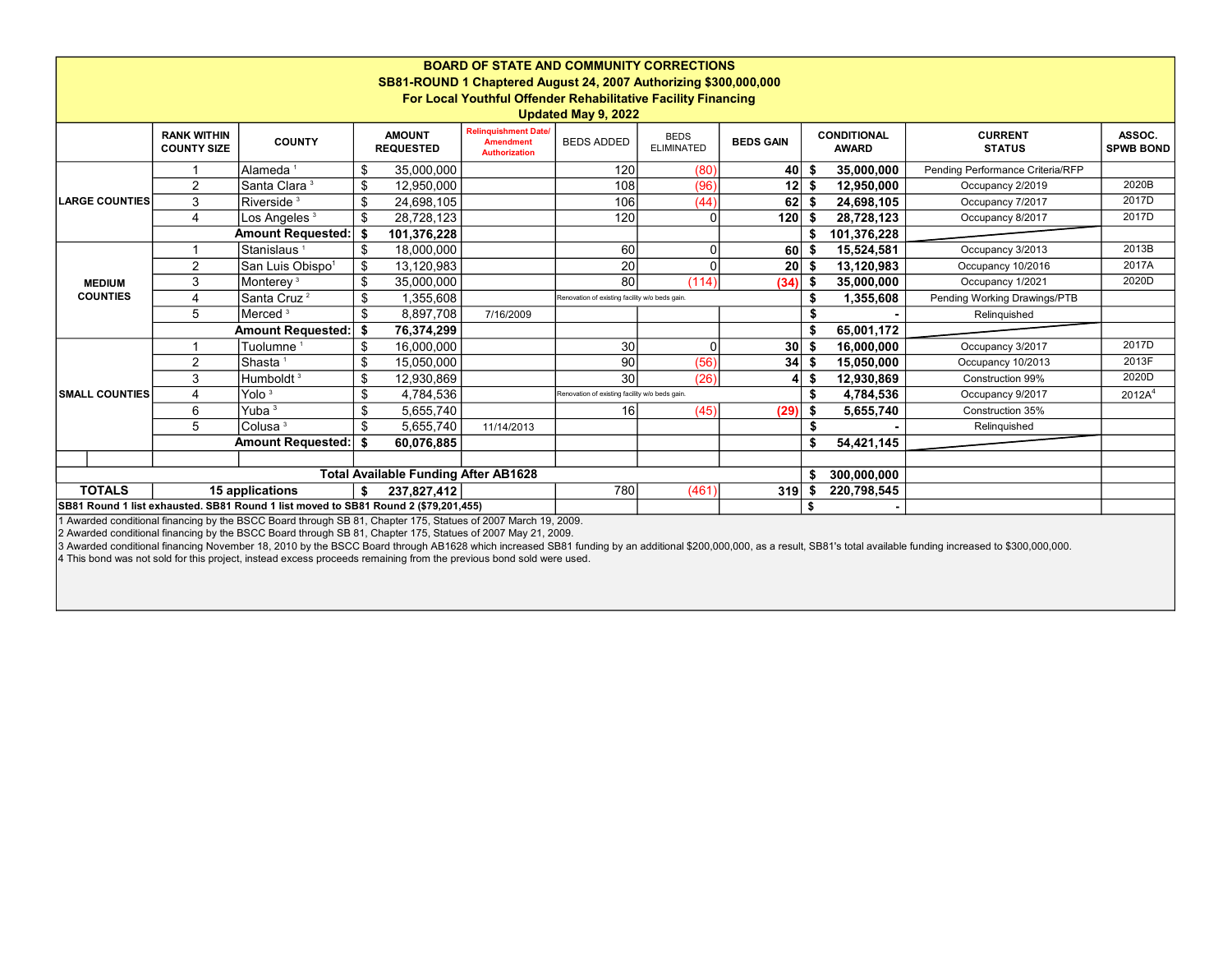**BOARD OF STATE AND COMMUNITY CORRECTIONS**
**SB81-ROUND 1 Chaptered August 24, 2007 Authorizing $300,000,000**
**For Local Youthful Offender Rehabilitative Facility Financing**
**Updated May 9, 2022**

| | RANK WITHIN COUNTY SIZE | COUNTY | AMOUNT REQUESTED | Relinquishment Date/ Amendment Authorization | BEDS ADDED | BEDS ELIMINATED | BEDS GAIN | CONDITIONAL AWARD | CURRENT STATUS | ASSOC. SPWB BOND |
|---|---|---|---|---|---|---|---|---|---|---|
| LARGE COUNTIES | 1 | Alameda [1] | $ 35,000,000 | | 120 | (80) | 40 | $ 35,000,000 | Pending Performance Criteria/RFP | |
| | 2 | Santa Clara [3] | $ 12,950,000 | | 108 | (96) | 12 | $ 12,950,000 | Occupancy 2/2019 | 2020B |
| | 3 | Riverside [3] | $ 24,698,105 | | 106 | (44) | 62 | $ 24,698,105 | Occupancy 7/2017 | 2017D |
| | 4 | Los Angeles [3] | $ 28,728,123 | | 120 | 0 | 120 | $ 28,728,123 | Occupancy 8/2017 | 2017D |
| | | **Amount Requested:** | **$ 101,376,228** | | | | | **$ 101,376,228** | | |
| MEDIUM COUNTIES | 1 | Stanislaus [1] | $ 18,000,000 | | 60 | 0 | 60 | $ 15,524,581 | Occupancy 3/2013 | 2013B |
| | 2 | San Luis Obispo[1] | $ 13,120,983 | | 20 | 0 | 20 | $ 13,120,983 | Occupancy 10/2016 | 2017A |
| | 3 | Monterey [3] | $ 35,000,000 | | 80 | (114) | (34) | $ 35,000,000 | Occupancy 1/2021 | 2020D |
| | 4 | Santa Cruz [2] | $ 1,355,608 | | Renovation of existing facility w/o beds gain. | | | $ 1,355,608 | Pending Working Drawings/PTB | |
| | 5 | Merced [3] | $ 8,897,708 | 7/16/2009 | | | | $ - | Relinquished | |
| | | **Amount Requested:** | **$ 76,374,299** | | | | | **$ 65,001,172** | | |
| SMALL COUNTIES | 1 | Tuolumne [1] | $ 16,000,000 | | 30 | 0 | 30 | $ 16,000,000 | Occupancy 3/2017 | 2017D |
| | 2 | Shasta [1] | $ 15,050,000 | | 90 | (56) | 34 | $ 15,050,000 | Occupancy 10/2013 | 2013F |
| | 3 | Humboldt [3] | $ 12,930,869 | | 30 | (26) | 4 | $ 12,930,869 | Construction 99% | 2020D |
| | 4 | Yolo [3] | $ 4,784,536 | | Renovation of existing facility w/o beds gain. | | | $ 4,784,536 | Occupancy 9/2017 | 2012A[4] |
| | 6 | Yuba [3] | $ 5,655,740 | | 16 | (45) | (29) | $ 5,655,740 | Construction 35% | |
| | 5 | Colusa [3] | $ 5,655,740 | 11/14/2013 | | | | $ - | Relinquished | |
| | | **Amount Requested:** | **$ 60,076,885** | | | | | **$ 54,421,145** | | |
| | | | | | | | | | | |
| **Total Available Funding After AB1628** | | | | | | | | **$ 300,000,000** | | |
| **TOTALS** | | **15 applications** | **$ 237,827,412** | | 780 | (461) | 319 | **$ 220,798,545** | | |
| **SB81 Round 1 list exhausted. SB81 Round 1 list moved to SB81 Round 2 ($79,201,455)** | | | | | | | | **$ -** | | |

1 Awarded conditional financing by the BSCC Board through SB 81, Chapter 175, Statues of 2007 March 19, 2009.
2 Awarded conditional financing by the BSCC Board through SB 81, Chapter 175, Statues of 2007 May 21, 2009.
3 Awarded conditional financing November 18, 2010 by the BSCC Board through AB1628 which increased SB81 funding by an additional $200,000,000, as a result, SB81's total available funding increased to $300,000,000.
4 This bond was not sold for this project, instead excess proceeds remaining from the previous bond sold were used.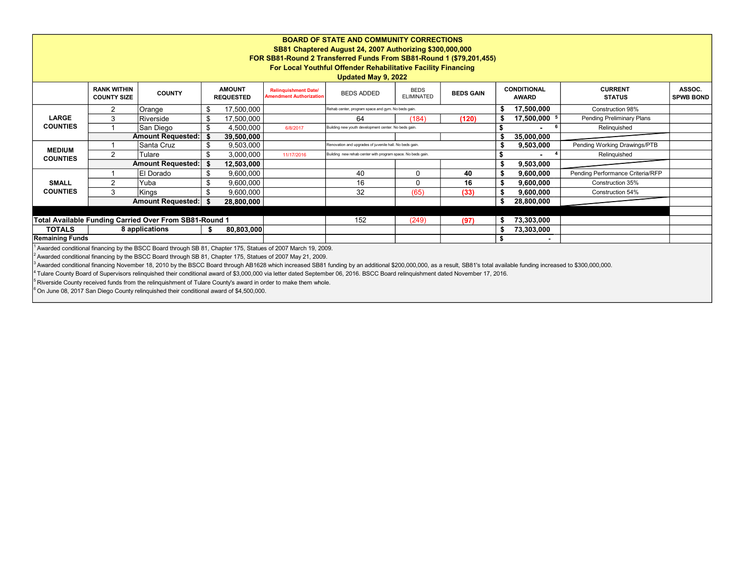**BOARD OF STATE AND COMMUNITY CORRECTIONS**
**SB81 Chaptered August 24, 2007 Authorizing $300,000,000**
**FOR SB81-Round 2 Transferred Funds From SB81-Round 1 ($79,201,455)**
**For Local Youthful Offender Rehabilitative Facility Financing**
**Updated May 9, 2022**

| | RANK WITHIN COUNTY SIZE | COUNTY | AMOUNT REQUESTED | Relinquishment Date/ Amendment Authorization | BEDS ADDED | BEDS ELIMINATED | BEDS GAIN | CONDITIONAL AWARD | CURRENT STATUS | ASSOC. SPWB BOND |
|---|---|---|---|---|---|---|---|---|---|---|
| LARGE COUNTIES | 2 | Orange | $ 17,500,000 | | Rehab center, program space and gym. No beds gain. | | | $ 17,500,000 | Construction 98% | |
| | 3 | Riverside | $ 17,500,000 | | 64 | (184) | (120) | $ 17,500,000 [5] | Pending Preliminary Plans | |
| | 1 | San Diego | $ 4,500,000 | 6/8/2017 | Building new youth development center. No beds gain. | | | $ - [6] | Relinquished | |
| | | Amount Requested: | $ 39,500,000 | | | | | $ 35,000,000 | | |
| MEDIUM COUNTIES | 1 | Santa Cruz | $ 9,503,000 | | Renovation and upgrades of juvenile hall. No beds gain. | | | $ 9,503,000 | Pending Working Drawings/PTB | |
| | 2 | Tulare | $ 3,000,000 | 11/17/2016 | Building new rehab center with program space. No beds gain. | | | $ - [4] | Relinquished | |
| | | Amount Requested: | $ 12,503,000 | | | | | $ 9,503,000 | | |
| SMALL COUNTIES | 1 | El Dorado | $ 9,600,000 | | 40 | 0 | 40 | $ 9,600,000 | Pending Performance Criteria/RFP | |
| | 2 | Yuba | $ 9,600,000 | | 16 | 0 | 16 | $ 9,600,000 | Construction 35% | |
| | 3 | Kings | $ 9,600,000 | | 32 | (65) | (33) | $ 9,600,000 | Construction 54% | |
| | | Amount Requested: | $ 28,800,000 | | | | | $ 28,800,000 | | |
| Total Available Funding Carried Over From SB81-Round 1 | | | | | 152 | (249) | (97) | $ 73,303,000 | | |
| TOTALS | 8 applications | | $ 80,803,000 | | | | | $ 73,303,000 | | |
| Remaining Funds | | | | | | | | $ - | | |

[1] Awarded conditional financing by the BSCC Board through SB 81, Chapter 175, Statues of 2007 March 19, 2009.
[2] Awarded conditional financing by the BSCC Board through SB 81, Chapter 175, Statues of 2007 May 21, 2009.
[3] Awarded conditional financing November 18, 2010 by the BSCC Board through AB1628 which increased SB81 funding by an additional $200,000,000, as a result, SB81's total available funding increased to $300,000,000.
[4] Tulare County Board of Supervisors relinquished their conditional award of $3,000,000 via letter dated September 06, 2016. BSCC Board relinquishment dated November 17, 2016.
[5] Riverside County received funds from the relinquishment of Tulare County's award in order to make them whole.
[6] On June 08, 2017 San Diego County relinquished their conditional award of $4,500,000.